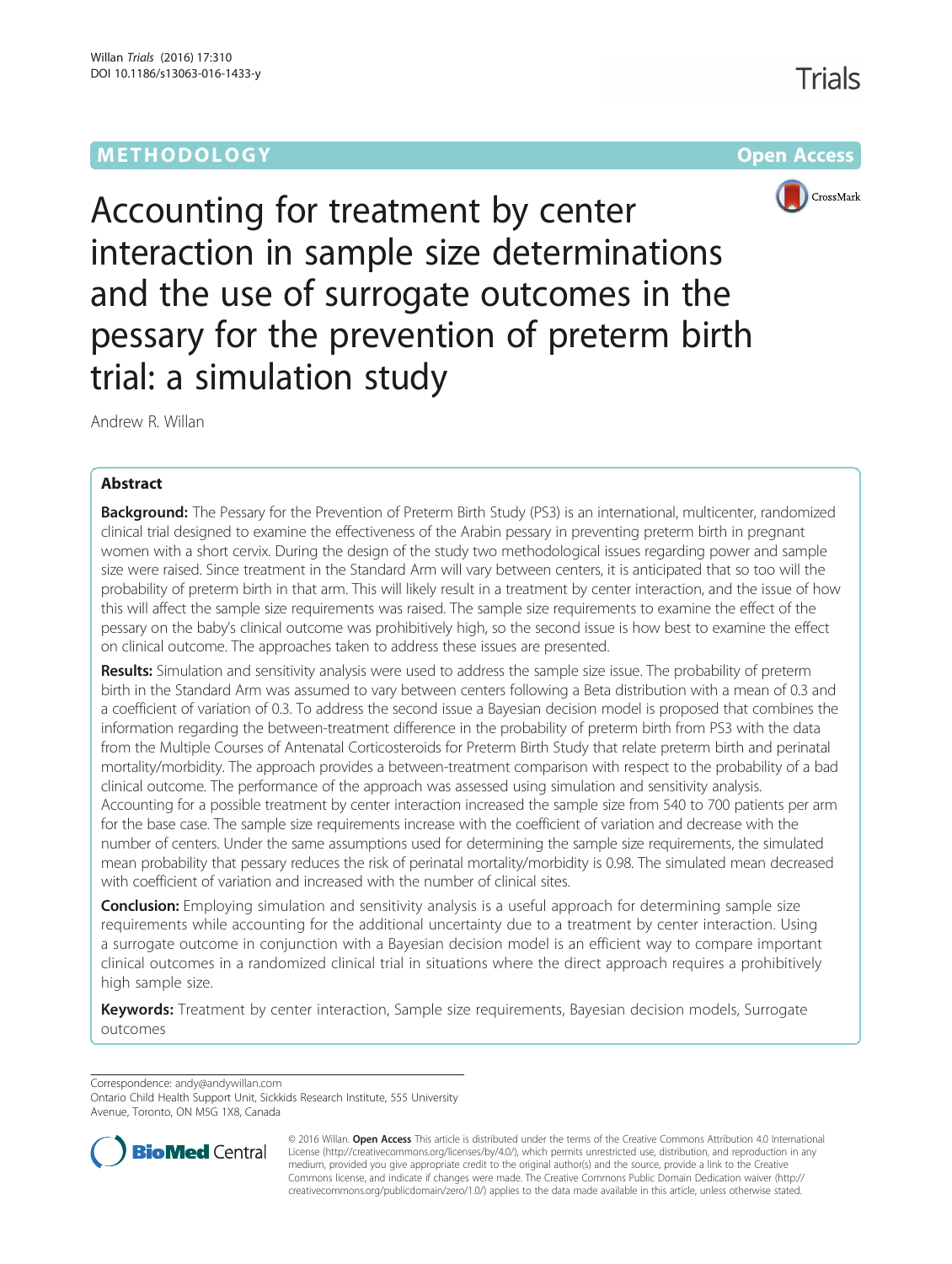METHODOLOGY

Open Access

# Accounting for treatment by center interaction in sample size determinations and the use of surrogate outcomes in the pessary for the prevention of preterm birth trial: a simulation study

Andrew R. Willan

## Abstract

**Background:** The Pessary for the Prevention of Preterm Birth Study (PS3) is an international, multicenter, randomized clinical trial designed to examine the effectiveness of the Arabin pessary in preventing preterm birth in pregnant women with a short cervix. During the design of the study two methodological issues regarding power and sample size were raised. Since treatment in the Standard Arm will vary between centers, it is anticipated that so too will the probability of preterm birth in that arm. This will likely result in a treatment by center interaction, and the issue of how this will affect the sample size requirements was raised. The sample size requirements to examine the effect of the pessary on the baby's clinical outcome was prohibitively high, so the second issue is how best to examine the effect on clinical outcome. The approaches taken to address these issues are presented.

**Results:** Simulation and sensitivity analysis were used to address the sample size issue. The probability of preterm birth in the Standard Arm was assumed to vary between centers following a Beta distribution with a mean of 0.3 and a coefficient of variation of 0.3. To address the second issue a Bayesian decision model is proposed that combines the information regarding the between-treatment difference in the probability of preterm birth from PS3 with the data from the Multiple Courses of Antenatal Corticosteroids for Preterm Birth Study that relate preterm birth and perinatal mortality/morbidity. The approach provides a between-treatment comparison with respect to the probability of a bad clinical outcome. The performance of the approach was assessed using simulation and sensitivity analysis. Accounting for a possible treatment by center interaction increased the sample size from 540 to 700 patients per arm for the base case. The sample size requirements increase with the coefficient of variation and decrease with the number of centers. Under the same assumptions used for determining the sample size requirements, the simulated mean probability that pessary reduces the risk of perinatal mortality/morbidity is 0.98. The simulated mean decreased with coefficient of variation and increased with the number of clinical sites.

**Conclusion:** Employing simulation and sensitivity analysis is a useful approach for determining sample size requirements while accounting for the additional uncertainty due to a treatment by center interaction. Using a surrogate outcome in conjunction with a Bayesian decision model is an efficient way to compare important clinical outcomes in a randomized clinical trial in situations where the direct approach requires a prohibitively high sample size.

**Keywords:** Treatment by center interaction, Sample size requirements, Bayesian decision models, Surrogate outcomes

Correspondence: andy@andywillan.com
Ontario Child Health Support Unit, Sickkids Research Institute, 555 University Avenue, Toronto, ON M5G 1X8, Canada

© 2016 Willan. **Open Access** This article is distributed under the terms of the Creative Commons Attribution 4.0 International License (http://creativecommons.org/licenses/by/4.0/), which permits unrestricted use, distribution, and reproduction in any medium, provided you give appropriate credit to the original author(s) and the source, provide a link to the Creative Commons license, and indicate if changes were made. The Creative Commons Public Domain Dedication waiver (http://creativecommons.org/publicdomain/zero/1.0/) applies to the data made available in this article, unless otherwise stated.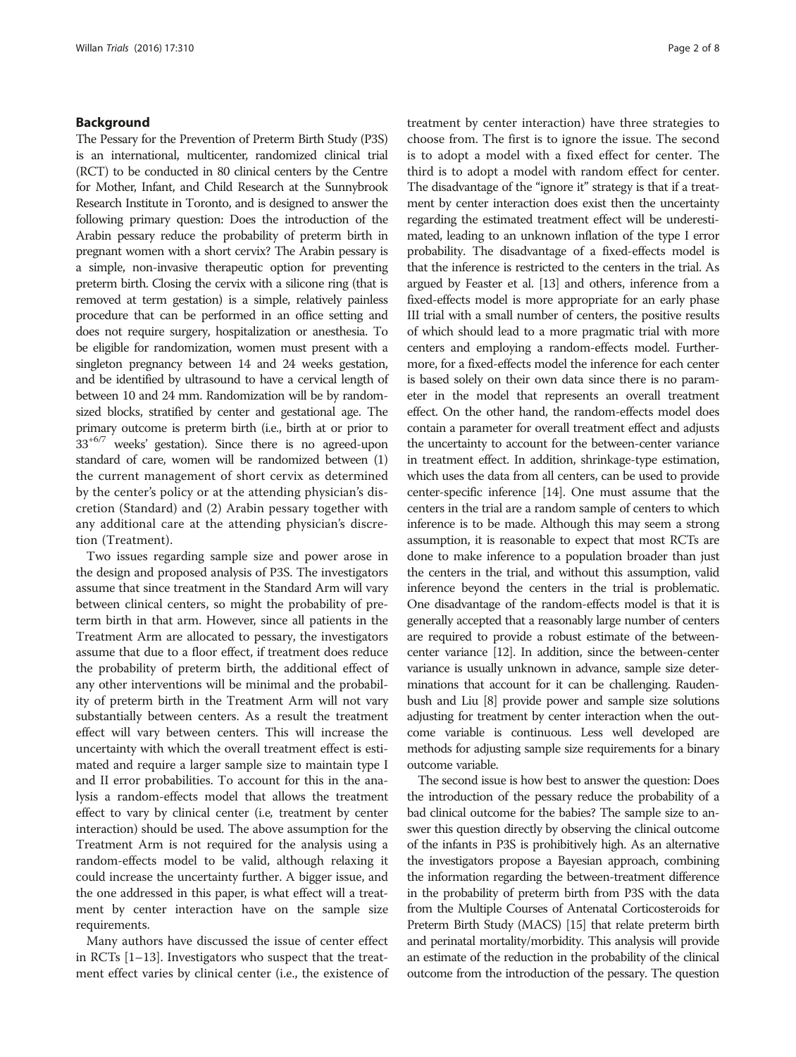## Background

The Pessary for the Prevention of Preterm Birth Study (P3S) is an international, multicenter, randomized clinical trial (RCT) to be conducted in 80 clinical centers by the Centre for Mother, Infant, and Child Research at the Sunnybrook Research Institute in Toronto, and is designed to answer the following primary question: Does the introduction of the Arabin pessary reduce the probability of preterm birth in pregnant women with a short cervix? The Arabin pessary is a simple, non-invasive therapeutic option for preventing preterm birth. Closing the cervix with a silicone ring (that is removed at term gestation) is a simple, relatively painless procedure that can be performed in an office setting and does not require surgery, hospitalization or anesthesia. To be eligible for randomization, women must present with a singleton pregnancy between 14 and 24 weeks gestation, and be identified by ultrasound to have a cervical length of between 10 and 24 mm. Randomization will be by random-sized blocks, stratified by center and gestational age. The primary outcome is preterm birth (i.e., birth at or prior to $33^{+6/7}$ weeks' gestation). Since there is no agreed-upon standard of care, women will be randomized between (1) the current management of short cervix as determined by the center's policy or at the attending physician's discretion (Standard) and (2) Arabin pessary together with any additional care at the attending physician's discretion (Treatment).

Two issues regarding sample size and power arose in the design and proposed analysis of P3S. The investigators assume that since treatment in the Standard Arm will vary between clinical centers, so might the probability of preterm birth in that arm. However, since all patients in the Treatment Arm are allocated to pessary, the investigators assume that due to a floor effect, if treatment does reduce the probability of preterm birth, the additional effect of any other interventions will be minimal and the probability of preterm birth in the Treatment Arm will not vary substantially between centers. As a result the treatment effect will vary between centers. This will increase the uncertainty with which the overall treatment effect is estimated and require a larger sample size to maintain type I and II error probabilities. To account for this in the analysis a random-effects model that allows the treatment effect to vary by clinical center (i.e, treatment by center interaction) should be used. The above assumption for the Treatment Arm is not required for the analysis using a random-effects model to be valid, although relaxing it could increase the uncertainty further. A bigger issue, and the one addressed in this paper, is what effect will a treatment by center interaction have on the sample size requirements.

Many authors have discussed the issue of center effect in RCTs [1–13]. Investigators who suspect that the treatment effect varies by clinical center (i.e., the existence of treatment by center interaction) have three strategies to choose from. The first is to ignore the issue. The second is to adopt a model with a fixed effect for center. The third is to adopt a model with random effect for center. The disadvantage of the "ignore it" strategy is that if a treatment by center interaction does exist then the uncertainty regarding the estimated treatment effect will be underestimated, leading to an unknown inflation of the type I error probability. The disadvantage of a fixed-effects model is that the inference is restricted to the centers in the trial. As argued by Feaster et al. [13] and others, inference from a fixed-effects model is more appropriate for an early phase III trial with a small number of centers, the positive results of which should lead to a more pragmatic trial with more centers and employing a random-effects model. Furthermore, for a fixed-effects model the inference for each center is based solely on their own data since there is no parameter in the model that represents an overall treatment effect. On the other hand, the random-effects model does contain a parameter for overall treatment effect and adjusts the uncertainty to account for the between-center variance in treatment effect. In addition, shrinkage-type estimation, which uses the data from all centers, can be used to provide center-specific inference [14]. One must assume that the centers in the trial are a random sample of centers to which inference is to be made. Although this may seem a strong assumption, it is reasonable to expect that most RCTs are done to make inference to a population broader than just the centers in the trial, and without this assumption, valid inference beyond the centers in the trial is problematic. One disadvantage of the random-effects model is that it is generally accepted that a reasonably large number of centers are required to provide a robust estimate of the between-center variance [12]. In addition, since the between-center variance is usually unknown in advance, sample size determinations that account for it can be challenging. Raudenbush and Liu [8] provide power and sample size solutions adjusting for treatment by center interaction when the outcome variable is continuous. Less well developed are methods for adjusting sample size requirements for a binary outcome variable.

The second issue is how best to answer the question: Does the introduction of the pessary reduce the probability of a bad clinical outcome for the babies? The sample size to answer this question directly by observing the clinical outcome of the infants in P3S is prohibitively high. As an alternative the investigators propose a Bayesian approach, combining the information regarding the between-treatment difference in the probability of preterm birth from P3S with the data from the Multiple Courses of Antenatal Corticosteroids for Preterm Birth Study (MACS) [15] that relate preterm birth and perinatal mortality/morbidity. This analysis will provide an estimate of the reduction in the probability of the clinical outcome from the introduction of the pessary. The question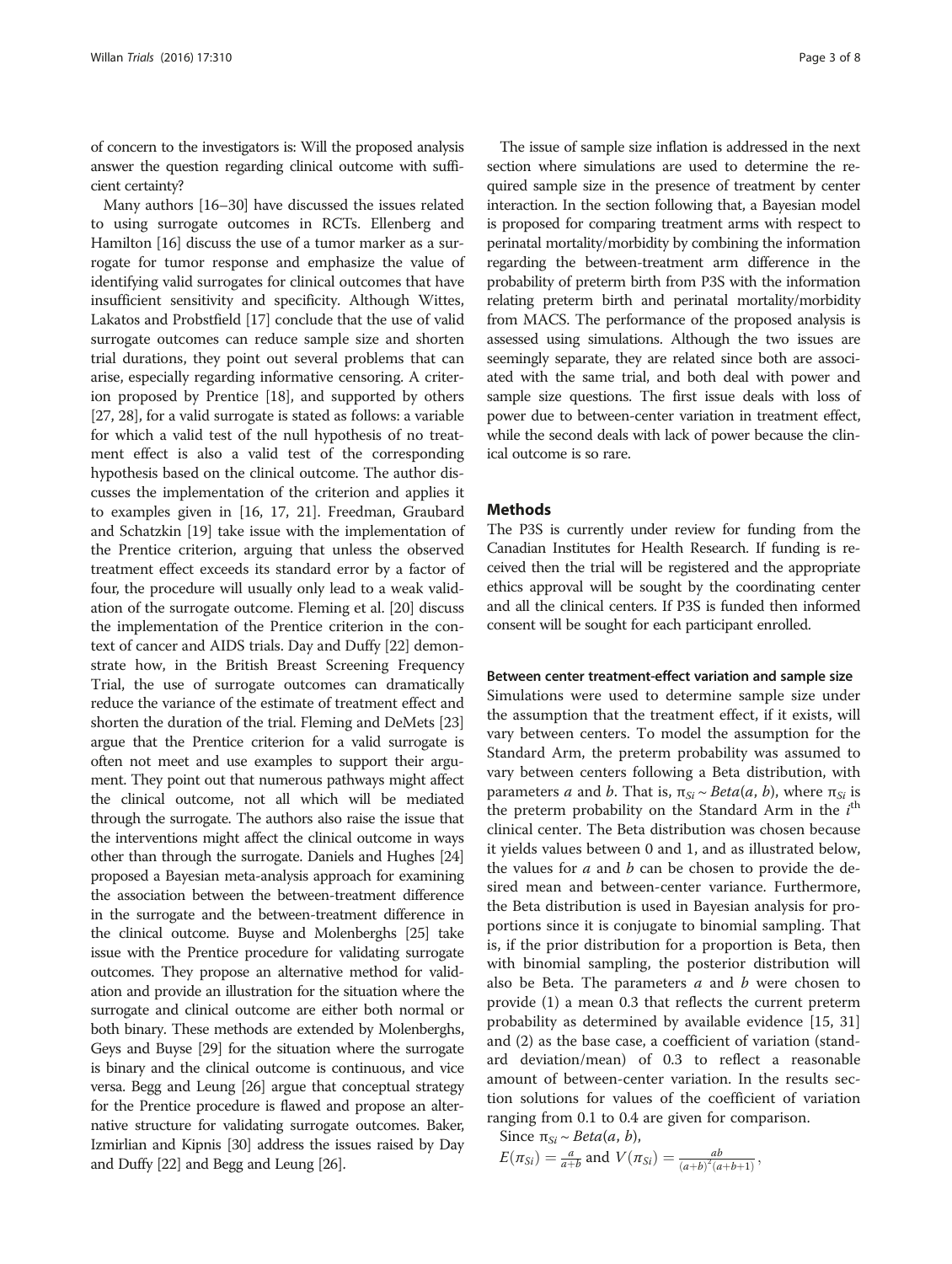of concern to the investigators is: Will the proposed analysis answer the question regarding clinical outcome with sufficient certainty?

Many authors [16–30] have discussed the issues related to using surrogate outcomes in RCTs. Ellenberg and Hamilton [16] discuss the use of a tumor marker as a surrogate for tumor response and emphasize the value of identifying valid surrogates for clinical outcomes that have insufficient sensitivity and specificity. Although Wittes, Lakatos and Probstfield [17] conclude that the use of valid surrogate outcomes can reduce sample size and shorten trial durations, they point out several problems that can arise, especially regarding informative censoring. A criterion proposed by Prentice [18], and supported by others [27, 28], for a valid surrogate is stated as follows: a variable for which a valid test of the null hypothesis of no treatment effect is also a valid test of the corresponding hypothesis based on the clinical outcome. The author discusses the implementation of the criterion and applies it to examples given in [16, 17, 21]. Freedman, Graubard and Schatzkin [19] take issue with the implementation of the Prentice criterion, arguing that unless the observed treatment effect exceeds its standard error by a factor of four, the procedure will usually only lead to a weak validation of the surrogate outcome. Fleming et al. [20] discuss the implementation of the Prentice criterion in the context of cancer and AIDS trials. Day and Duffy [22] demonstrate how, in the British Breast Screening Frequency Trial, the use of surrogate outcomes can dramatically reduce the variance of the estimate of treatment effect and shorten the duration of the trial. Fleming and DeMets [23] argue that the Prentice criterion for a valid surrogate is often not meet and use examples to support their argument. They point out that numerous pathways might affect the clinical outcome, not all which will be mediated through the surrogate. The authors also raise the issue that the interventions might affect the clinical outcome in ways other than through the surrogate. Daniels and Hughes [24] proposed a Bayesian meta-analysis approach for examining the association between the between-treatment difference in the surrogate and the between-treatment difference in the clinical outcome. Buyse and Molenberghs [25] take issue with the Prentice procedure for validating surrogate outcomes. They propose an alternative method for validation and provide an illustration for the situation where the surrogate and clinical outcome are either both normal or both binary. These methods are extended by Molenberghs, Geys and Buyse [29] for the situation where the surrogate is binary and the clinical outcome is continuous, and vice versa. Begg and Leung [26] argue that conceptual strategy for the Prentice procedure is flawed and propose an alternative structure for validating surrogate outcomes. Baker, Izmirlian and Kipnis [30] address the issues raised by Day and Duffy [22] and Begg and Leung [26].

The issue of sample size inflation is addressed in the next section where simulations are used to determine the required sample size in the presence of treatment by center interaction. In the section following that, a Bayesian model is proposed for comparing treatment arms with respect to perinatal mortality/morbidity by combining the information regarding the between-treatment arm difference in the probability of preterm birth from P3S with the information relating preterm birth and perinatal mortality/morbidity from MACS. The performance of the proposed analysis is assessed using simulations. Although the two issues are seemingly separate, they are related since both are associated with the same trial, and both deal with power and sample size questions. The first issue deals with loss of power due to between-center variation in treatment effect, while the second deals with lack of power because the clinical outcome is so rare.

## Methods

The P3S is currently under review for funding from the Canadian Institutes for Health Research. If funding is received then the trial will be registered and the appropriate ethics approval will be sought by the coordinating center and all the clinical centers. If P3S is funded then informed consent will be sought for each participant enrolled.

### Between center treatment-effect variation and sample size

Simulations were used to determine sample size under the assumption that the treatment effect, if it exists, will vary between centers. To model the assumption for the Standard Arm, the preterm probability was assumed to vary between centers following a Beta distribution, with parameters $a$ and $b$. That is, $\pi_{Si} \sim Beta(a, b)$, where $\pi_{Si}$ is the preterm probability on the Standard Arm in the $i^{\text{th}}$ clinical center. The Beta distribution was chosen because it yields values between 0 and 1, and as illustrated below, the values for $a$ and $b$ can be chosen to provide the desired mean and between-center variance. Furthermore, the Beta distribution is used in Bayesian analysis for proportions since it is conjugate to binomial sampling. That is, if the prior distribution for a proportion is Beta, then with binomial sampling, the posterior distribution will also be Beta. The parameters $a$ and $b$ were chosen to provide (1) a mean 0.3 that reflects the current preterm probability as determined by available evidence [15, 31] and (2) as the base case, a coefficient of variation (standard deviation/mean) of 0.3 to reflect a reasonable amount of between-center variation. In the results section solutions for values of the coefficient of variation ranging from 0.1 to 0.4 are given for comparison.

Since $\pi_{Si} \sim Beta(a, b)$,

$E(\pi_{Si}) = \frac{a}{a+b}$ and $V(\pi_{Si}) = \frac{ab}{(a+b)^2(a+b+1)}$,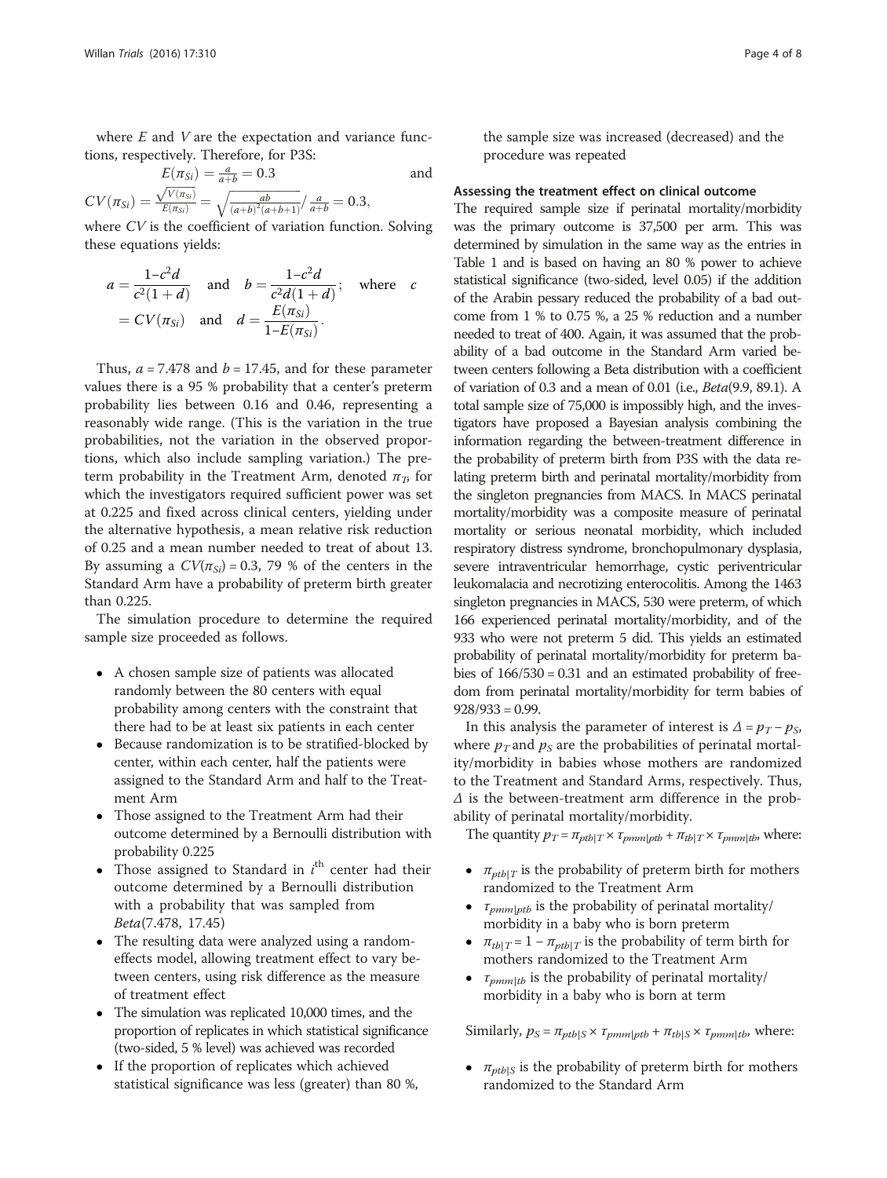where $E$ and $V$ are the expectation and variance functions, respectively. Therefore, for P3S:

$$E(\pi_{Si}) = \frac{a}{a+b} = 0.3 \quad \text{and}$$

$$CV(\pi_{Si}) = \frac{\sqrt{V(\pi_{Si})}}{E(\pi_{Si})} = \sqrt{\frac{ab}{(a+b)^2(a+b+1)}} / \frac{a}{a+b} = 0.3,$$

where $CV$ is the coefficient of variation function. Solving these equations yields:

$$a = \frac{1-c^2 d}{c^2(1+d)} \quad \text{and} \quad b = \frac{1-c^2 d}{c^2 d(1+d)}; \quad \text{where} \quad c = CV(\pi_{Si}) \quad \text{and} \quad d = \frac{E(\pi_{Si})}{1-E(\pi_{Si})}.$$

Thus, $a = 7.478$ and $b = 17.45$, and for these parameter values there is a 95 % probability that a center's preterm probability lies between 0.16 and 0.46, representing a reasonably wide range. (This is the variation in the true probabilities, not the variation in the observed proportions, which also include sampling variation.) The preterm probability in the Treatment Arm, denoted $\pi_T$, for which the investigators required sufficient power was set at 0.225 and fixed across clinical centers, yielding under the alternative hypothesis, a mean relative risk reduction of 0.25 and a mean number needed to treat of about 13. By assuming a $CV(\pi_{Si}) = 0.3$, 79 % of the centers in the Standard Arm have a probability of preterm birth greater than 0.225.

The simulation procedure to determine the required sample size proceeded as follows.

- A chosen sample size of patients was allocated randomly between the 80 centers with equal probability among centers with the constraint that there had to be at least six patients in each center
- Because randomization is to be stratified-blocked by center, within each center, half the patients were assigned to the Standard Arm and half to the Treatment Arm
- Those assigned to the Treatment Arm had their outcome determined by a Bernoulli distribution with probability 0.225
- Those assigned to Standard in $i^{\text{th}}$ center had their outcome determined by a Bernoulli distribution with a probability that was sampled from $Beta(7.478, 17.45)$
- The resulting data were analyzed using a random-effects model, allowing treatment effect to vary between centers, using risk difference as the measure of treatment effect
- The simulation was replicated 10,000 times, and the proportion of replicates in which statistical significance (two-sided, 5 % level) was achieved was recorded
- If the proportion of replicates which achieved statistical significance was less (greater) than 80 %, the sample size was increased (decreased) and the procedure was repeated

### Assessing the treatment effect on clinical outcome

The required sample size if perinatal mortality/morbidity was the primary outcome is 37,500 per arm. This was determined by simulation in the same way as the entries in Table 1 and is based on having an 80 % power to achieve statistical significance (two-sided, level 0.05) if the addition of the Arabin pessary reduced the probability of a bad outcome from 1 % to 0.75 %, a 25 % reduction and a number needed to treat of 400. Again, it was assumed that the probability of a bad outcome in the Standard Arm varied between centers following a Beta distribution with a coefficient of variation of 0.3 and a mean of 0.01 (i.e., $Beta(9.9, 89.1)$. A total sample size of 75,000 is impossibly high, and the investigators have proposed a Bayesian analysis combining the information regarding the between-treatment difference in the probability of preterm birth from P3S with the data relating preterm birth and perinatal mortality/morbidity from the singleton pregnancies from MACS. In MACS perinatal mortality/morbidity was a composite measure of perinatal mortality or serious neonatal morbidity, which included respiratory distress syndrome, bronchopulmonary dysplasia, severe intraventricular hemorrhage, cystic periventricular leukomalacia and necrotizing enterocolitis. Among the 1463 singleton pregnancies in MACS, 530 were preterm, of which 166 experienced perinatal mortality/morbidity, and of the 933 who were not preterm 5 did. This yields an estimated probability of perinatal mortality/morbidity for preterm babies of 166/530 = 0.31 and an estimated probability of freedom from perinatal mortality/morbidity for term babies of 928/933 = 0.99.

In this analysis the parameter of interest is $\Delta = p_T - p_S$, where $p_T$ and $p_S$ are the probabilities of perinatal mortality/morbidity in babies whose mothers are randomized to the Treatment and Standard Arms, respectively. Thus, $\Delta$ is the between-treatment arm difference in the probability of perinatal mortality/morbidity.

The quantity $p_T = \pi_{ptb|T} \times \tau_{pmm|ptb} + \pi_{tb|T} \times \tau_{pmm|tb}$, where:

- $\pi_{ptb|T}$ is the probability of preterm birth for mothers randomized to the Treatment Arm
- $\tau_{pmm|ptb}$ is the probability of perinatal mortality/morbidity in a baby who is born preterm
- $\pi_{tb|T} = 1 - \pi_{ptb|T}$ is the probability of term birth for mothers randomized to the Treatment Arm
- $\tau_{pmm|tb}$ is the probability of perinatal mortality/morbidity in a baby who is born at term

Similarly, $p_S = \pi_{ptb|S} \times \tau_{pmm|ptb} + \pi_{tb|S} \times \tau_{pmm|tb}$, where:

- $\pi_{ptb|S}$ is the probability of preterm birth for mothers randomized to the Standard Arm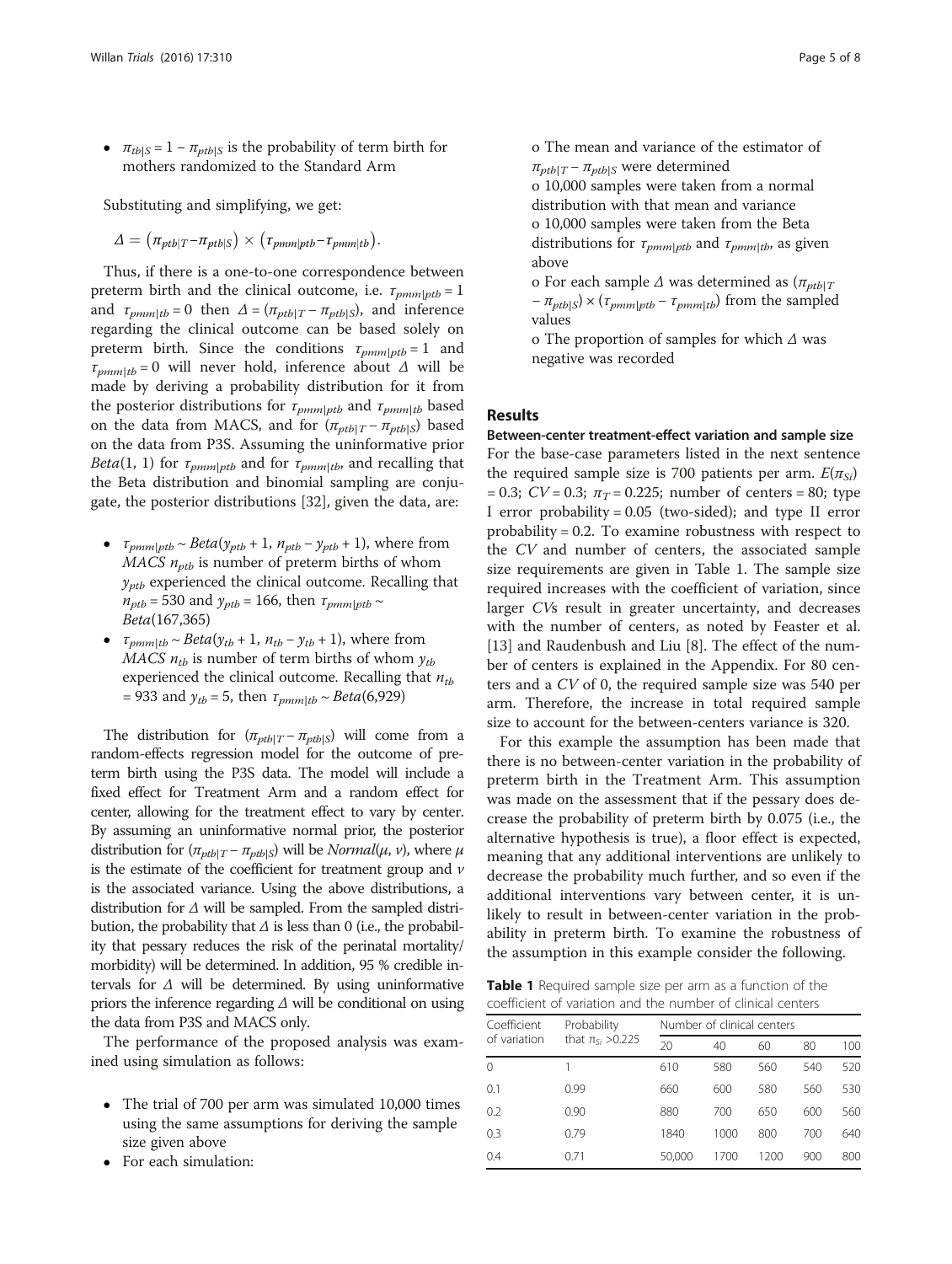- $\pi_{tb|S} = 1 - \pi_{ptb|S}$ is the probability of term birth for mothers randomized to the Standard Arm

Substituting and simplifying, we get:

$$\Delta = \left(\pi_{ptb|T} - \pi_{ptb|S}\right) \times \left(\tau_{pmm|ptb} - \tau_{pmm|tb}\right).$$

Thus, if there is a one-to-one correspondence between preterm birth and the clinical outcome, i.e. $\tau_{pmm|ptb} = 1$ and $\tau_{pmm|tb} = 0$ then $\Delta = (\pi_{ptb|T} - \pi_{ptb|S})$, and inference regarding the clinical outcome can be based solely on preterm birth. Since the conditions $\tau_{pmm|ptb} = 1$ and $\tau_{pmm|tb} = 0$ will never hold, inference about $\Delta$ will be made by deriving a probability distribution for it from the posterior distributions for $\tau_{pmm|ptb}$ and $\tau_{pmm|tb}$ based on the data from MACS, and for $(\pi_{ptb|T} - \pi_{ptb|S})$ based on the data from P3S. Assuming the uninformative prior $Beta(1, 1)$ for $\tau_{pmm|ptb}$ and for $\tau_{pmm|tb}$, and recalling that the Beta distribution and binomial sampling are conjugate, the posterior distributions [32], given the data, are:

- $\tau_{pmm|ptb} \sim Beta(y_{ptb} + 1, n_{ptb} - y_{ptb} + 1)$, where from *MACS* $n_{ptb}$ is number of preterm births of whom $y_{ptb}$ experienced the clinical outcome. Recalling that $n_{ptb} = 530$ and $y_{ptb} = 166$, then $\tau_{pmm|ptb} \sim Beta(167{,}365)$
- $\tau_{pmm|tb} \sim Beta(y_{tb} + 1, n_{tb} - y_{tb} + 1)$, where from *MACS* $n_{tb}$ is number of term births of whom $y_{tb}$ experienced the clinical outcome. Recalling that $n_{tb} = 933$ and $y_{tb} = 5$, then $\tau_{pmm|tb} \sim Beta(6{,}929)$

The distribution for $(\pi_{ptb|T} - \pi_{ptb|S})$ will come from a random-effects regression model for the outcome of preterm birth using the P3S data. The model will include a fixed effect for Treatment Arm and a random effect for center, allowing for the treatment effect to vary by center. By assuming an uninformative normal prior, the posterior distribution for $(\pi_{ptb|T} - \pi_{ptb|S})$ will be $Normal(\mu, \nu)$, where $\mu$ is the estimate of the coefficient for treatment group and $\nu$ is the associated variance. Using the above distributions, a distribution for $\Delta$ will be sampled. From the sampled distribution, the probability that $\Delta$ is less than 0 (i.e., the probability that pessary reduces the risk of the perinatal mortality/morbidity) will be determined. In addition, 95 % credible intervals for $\Delta$ will be determined. By using uninformative priors the inference regarding $\Delta$ will be conditional on using the data from P3S and MACS only.

The performance of the proposed analysis was examined using simulation as follows:

- The trial of 700 per arm was simulated 10,000 times using the same assumptions for deriving the sample size given above
- For each simulation:
  - o The mean and variance of the estimator of $\pi_{ptb|T} - \pi_{ptb|S}$ were determined
  - o 10,000 samples were taken from a normal distribution with that mean and variance
  - o 10,000 samples were taken from the Beta distributions for $\tau_{pmm|ptb}$ and $\tau_{pmm|tb}$, as given above
  - o For each sample $\Delta$ was determined as $(\pi_{ptb|T} - \pi_{ptb|S}) \times (\tau_{pmm|ptb} - \tau_{pmm|tb})$ from the sampled values
  - o The proportion of samples for which $\Delta$ was negative was recorded

## Results

### Between-center treatment-effect variation and sample size

For the base-case parameters listed in the next sentence the required sample size is 700 patients per arm. $E(\pi_{Si}) = 0.3$; $CV = 0.3$; $\pi_T = 0.225$; number of centers = 80; type I error probability = 0.05 (two-sided); and type II error probability = 0.2. To examine robustness with respect to the *CV* and number of centers, the associated sample size requirements are given in Table 1. The sample size required increases with the coefficient of variation, since larger *CV*s result in greater uncertainty, and decreases with the number of centers, as noted by Feaster et al. [13] and Raudenbush and Liu [8]. The effect of the number of centers is explained in the Appendix. For 80 centers and a *CV* of 0, the required sample size was 540 per arm. Therefore, the increase in total required sample size to account for the between-centers variance is 320.

For this example the assumption has been made that there is no between-center variation in the probability of preterm birth in the Treatment Arm. This assumption was made on the assessment that if the pessary does decrease the probability of preterm birth by 0.075 (i.e., the alternative hypothesis is true), a floor effect is expected, meaning that any additional interventions are unlikely to decrease the probability much further, and so even if the additional interventions vary between center, it is unlikely to result in between-center variation in the probability in preterm birth. To examine the robustness of the assumption in this example consider the following.

**Table 1** Required sample size per arm as a function of the coefficient of variation and the number of clinical centers

| Coefficient of variation | Probability that $\pi_{Si} > 0.225$ | Number of clinical centers | | | | |
|---|---|---|---|---|---|---|
| | | 20 | 40 | 60 | 80 | 100 |
| 0 | 1 | 610 | 580 | 560 | 540 | 520 |
| 0.1 | 0.99 | 660 | 600 | 580 | 560 | 530 |
| 0.2 | 0.90 | 880 | 700 | 650 | 600 | 560 |
| 0.3 | 0.79 | 1840 | 1000 | 800 | 700 | 640 |
| 0.4 | 0.71 | 50,000 | 1700 | 1200 | 900 | 800 |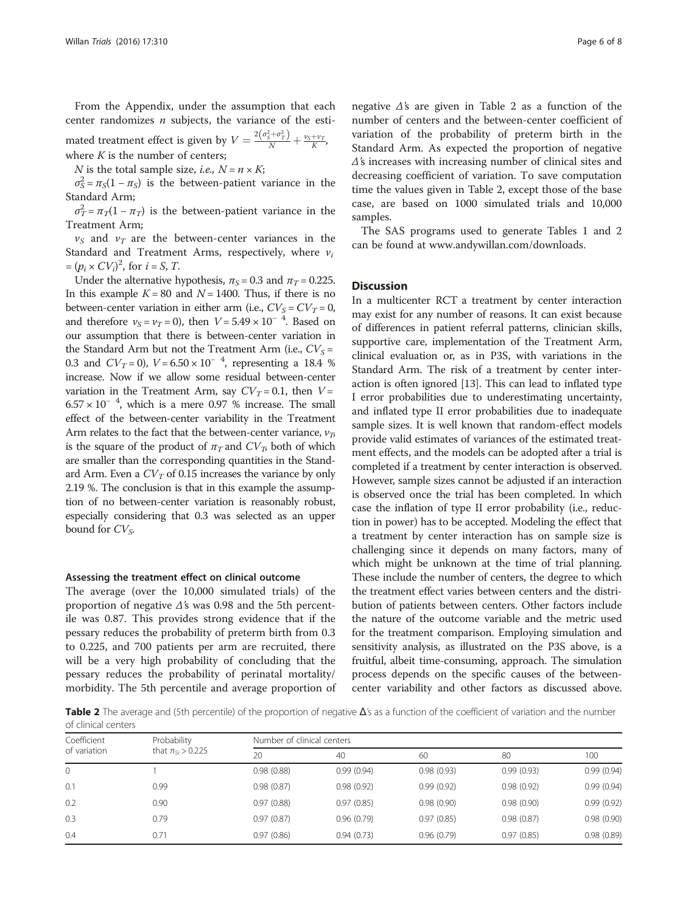From the Appendix, under the assumption that each center randomizes $n$ subjects, the variance of the estimated treatment effect is given by $V = \frac{2(\sigma_S^2 + \sigma_T^2)}{N} + \frac{\nu_S + \nu_T}{K}$, where $K$ is the number of centers;

$N$ is the total sample size, *i.e.,* $N = n \times K$;

$\sigma_S^2 = \pi_S(1 - \pi_S)$ is the between-patient variance in the Standard Arm;

$\sigma_T^2 = \pi_T(1 - \pi_T)$ is the between-patient variance in the Treatment Arm;

$\nu_S$ and $\nu_T$ are the between-center variances in the Standard and Treatment Arms, respectively, where $\nu_i = (p_i \times CV_i)^2$, for $i = S, T$.

Under the alternative hypothesis, $\pi_S = 0.3$ and $\pi_T = 0.225$. In this example $K = 80$ and $N = 1400$. Thus, if there is no between-center variation in either arm (i.e., $CV_S = CV_T = 0$, and therefore $\nu_S = \nu_T = 0$), then $V = 5.49 \times 10^{-4}$. Based on our assumption that there is between-center variation in the Standard Arm but not the Treatment Arm (i.e., $CV_S = 0.3$ and $CV_T = 0$), $V = 6.50 \times 10^{-4}$, representing a 18.4 % increase. Now if we allow some residual between-center variation in the Treatment Arm, say $CV_T = 0.1$, then $V = 6.57 \times 10^{-4}$, which is a mere 0.97 % increase. The small effect of the between-center variability in the Treatment Arm relates to the fact that the between-center variance, $\nu_T$, is the square of the product of $\pi_T$ and $CV_T$, both of which are smaller than the corresponding quantities in the Standard Arm. Even a $CV_T$ of 0.15 increases the variance by only 2.19 %. The conclusion is that in this example the assumption of no between-center variation is reasonably robust, especially considering that 0.3 was selected as an upper bound for $CV_S$.

### Assessing the treatment effect on clinical outcome

The average (over the 10,000 simulated trials) of the proportion of negative $\Delta$'s was 0.98 and the 5th percentile was 0.87. This provides strong evidence that if the pessary reduces the probability of preterm birth from 0.3 to 0.225, and 700 patients per arm are recruited, there will be a very high probability of concluding that the pessary reduces the probability of perinatal mortality/morbidity. The 5th percentile and average proportion of negative $\Delta$'s are given in Table 2 as a function of the number of centers and the between-center coefficient of variation of the probability of preterm birth in the Standard Arm. As expected the proportion of negative $\Delta$'s increases with increasing number of clinical sites and decreasing coefficient of variation. To save computation time the values given in Table 2, except those of the base case, are based on 1000 simulated trials and 10,000 samples.

The SAS programs used to generate Tables 1 and 2 can be found at www.andywillan.com/downloads.

## Discussion

In a multicenter RCT a treatment by center interaction may exist for any number of reasons. It can exist because of differences in patient referral patterns, clinician skills, supportive care, implementation of the Treatment Arm, clinical evaluation or, as in P3S, with variations in the Standard Arm. The risk of a treatment by center interaction is often ignored [13]. This can lead to inflated type I error probabilities due to underestimating uncertainty, and inflated type II error probabilities due to inadequate sample sizes. It is well known that random-effect models provide valid estimates of variances of the estimated treatment effects, and the models can be adopted after a trial is completed if a treatment by center interaction is observed. However, sample sizes cannot be adjusted if an interaction is observed once the trial has been completed. In which case the inflation of type II error probability (i.e., reduction in power) has to be accepted. Modeling the effect that a treatment by center interaction has on sample size is challenging since it depends on many factors, many of which might be unknown at the time of trial planning. These include the number of centers, the degree to which the treatment effect varies between centers and the distribution of patients between centers. Other factors include the nature of the outcome variable and the metric used for the treatment comparison. Employing simulation and sensitivity analysis, as illustrated on the P3S above, is a fruitful, albeit time-consuming, approach. The simulation process depends on the specific causes of the between-center variability and other factors as discussed above.

**Table 2** The average and (5th percentile) of the proportion of negative Δ's as a function of the coefficient of variation and the number of clinical centers

| Coefficient of variation | Probability that $\pi_{Si} > 0.225$ | Number of clinical centers | | | | |
|---|---|---|---|---|---|---|
| | | 20 | 40 | 60 | 80 | 100 |
| 0 | 1 | 0.98 (0.88) | 0.99 (0.94) | 0.98 (0.93) | 0.99 (0.93) | 0.99 (0.94) |
| 0.1 | 0.99 | 0.98 (0.87) | 0.98 (0.92) | 0.99 (0.92) | 0.98 (0.92) | 0.99 (0.94) |
| 0.2 | 0.90 | 0.97 (0.88) | 0.97 (0.85) | 0.98 (0.90) | 0.98 (0.90) | 0.99 (0.92) |
| 0.3 | 0.79 | 0.97 (0.87) | 0.96 (0.79) | 0.97 (0.85) | 0.98 (0.87) | 0.98 (0.90) |
| 0.4 | 0.71 | 0.97 (0.86) | 0.94 (0.73) | 0.96 (0.79) | 0.97 (0.85) | 0.98 (0.89) |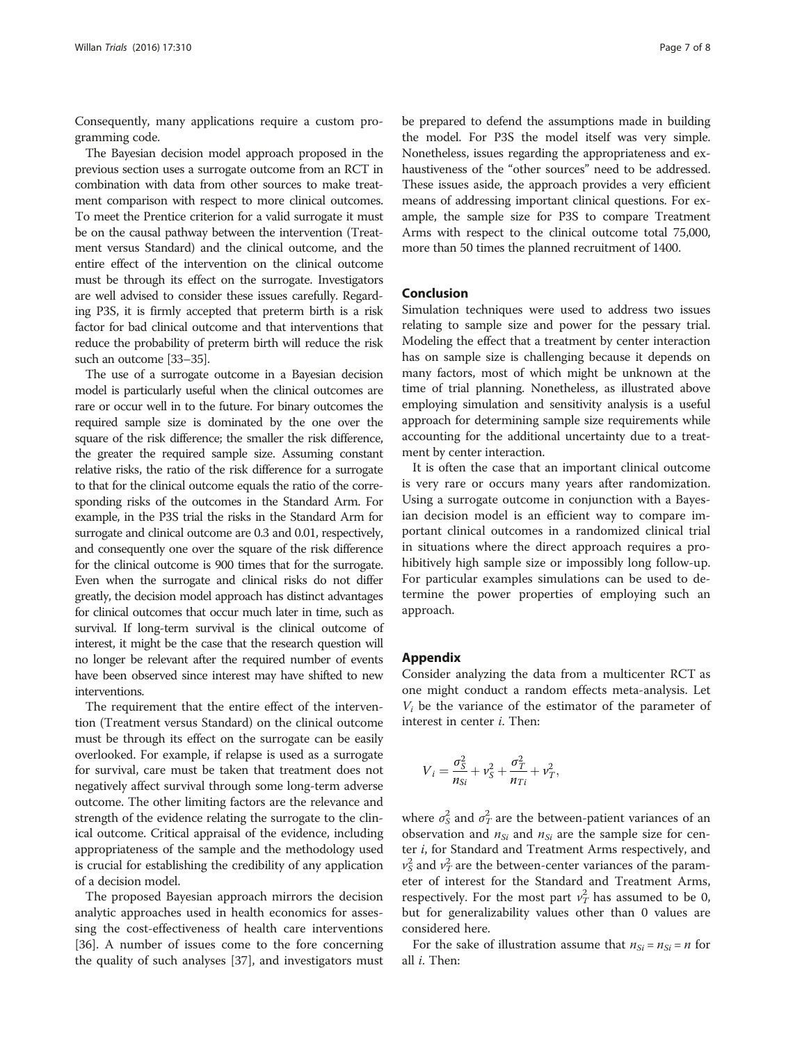Consequently, many applications require a custom programming code.

The Bayesian decision model approach proposed in the previous section uses a surrogate outcome from an RCT in combination with data from other sources to make treatment comparison with respect to more clinical outcomes. To meet the Prentice criterion for a valid surrogate it must be on the causal pathway between the intervention (Treatment versus Standard) and the clinical outcome, and the entire effect of the intervention on the clinical outcome must be through its effect on the surrogate. Investigators are well advised to consider these issues carefully. Regarding P3S, it is firmly accepted that preterm birth is a risk factor for bad clinical outcome and that interventions that reduce the probability of preterm birth will reduce the risk such an outcome [33–35].

The use of a surrogate outcome in a Bayesian decision model is particularly useful when the clinical outcomes are rare or occur well in to the future. For binary outcomes the required sample size is dominated by the one over the square of the risk difference; the smaller the risk difference, the greater the required sample size. Assuming constant relative risks, the ratio of the risk difference for a surrogate to that for the clinical outcome equals the ratio of the corresponding risks of the outcomes in the Standard Arm. For example, in the P3S trial the risks in the Standard Arm for surrogate and clinical outcome are 0.3 and 0.01, respectively, and consequently one over the square of the risk difference for the clinical outcome is 900 times that for the surrogate. Even when the surrogate and clinical risks do not differ greatly, the decision model approach has distinct advantages for clinical outcomes that occur much later in time, such as survival. If long-term survival is the clinical outcome of interest, it might be the case that the research question will no longer be relevant after the required number of events have been observed since interest may have shifted to new interventions.

The requirement that the entire effect of the intervention (Treatment versus Standard) on the clinical outcome must be through its effect on the surrogate can be easily overlooked. For example, if relapse is used as a surrogate for survival, care must be taken that treatment does not negatively affect survival through some long-term adverse outcome. The other limiting factors are the relevance and strength of the evidence relating the surrogate to the clinical outcome. Critical appraisal of the evidence, including appropriateness of the sample and the methodology used is crucial for establishing the credibility of any application of a decision model.

The proposed Bayesian approach mirrors the decision analytic approaches used in health economics for assessing the cost-effectiveness of health care interventions [36]. A number of issues come to the fore concerning the quality of such analyses [37], and investigators must be prepared to defend the assumptions made in building the model. For P3S the model itself was very simple. Nonetheless, issues regarding the appropriateness and exhaustiveness of the "other sources" need to be addressed. These issues aside, the approach provides a very efficient means of addressing important clinical questions. For example, the sample size for P3S to compare Treatment Arms with respect to the clinical outcome total 75,000, more than 50 times the planned recruitment of 1400.

## Conclusion

Simulation techniques were used to address two issues relating to sample size and power for the pessary trial. Modeling the effect that a treatment by center interaction has on sample size is challenging because it depends on many factors, most of which might be unknown at the time of trial planning. Nonetheless, as illustrated above employing simulation and sensitivity analysis is a useful approach for determining sample size requirements while accounting for the additional uncertainty due to a treatment by center interaction.

It is often the case that an important clinical outcome is very rare or occurs many years after randomization. Using a surrogate outcome in conjunction with a Bayesian decision model is an efficient way to compare important clinical outcomes in a randomized clinical trial in situations where the direct approach requires a prohibitively high sample size or impossibly long follow-up. For particular examples simulations can be used to determine the power properties of employing such an approach.

## Appendix

Consider analyzing the data from a multicenter RCT as one might conduct a random effects meta-analysis. Let $V_i$ be the variance of the estimator of the parameter of interest in center $i$. Then:

$$V_i = \frac{\sigma_S^2}{n_{Si}} + \nu_S^2 + \frac{\sigma_T^2}{n_{Ti}} + \nu_T^2,$$

where $\sigma_S^2$ and $\sigma_T^2$ are the between-patient variances of an observation and $n_{Si}$ and $n_{Si}$ are the sample size for center $i$, for Standard and Treatment Arms respectively, and $\nu_S^2$ and $\nu_T^2$ are the between-center variances of the parameter of interest for the Standard and Treatment Arms, respectively. For the most part $\nu_T^2$ has assumed to be 0, but for generalizability values other than 0 values are considered here.

For the sake of illustration assume that $n_{Si} = n_{Si} = n$ for all $i$. Then: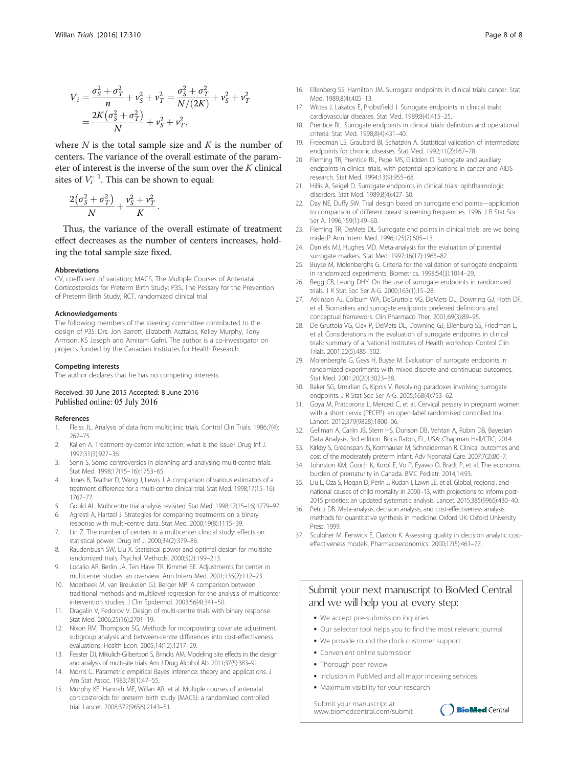$$V_i = \frac{\sigma_S^2 + \sigma_T^2}{n} + \nu_S^2 + \nu_T^2 = \frac{\sigma_S^2 + \sigma_T^2}{N/(2K)} + \nu_S^2 + \nu_T^2$$
$$= \frac{2K\left(\sigma_S^2 + \sigma_T^2\right)}{N} + \nu_S^2 + \nu_T^2,$$

where $N$ is the total sample size and $K$ is the number of centers. The variance of the overall estimate of the parameter of interest is the inverse of the sum over the $K$ clinical sites of $V_i^{-1}$. This can be shown to equal:

$$\frac{2\left(\sigma_S^2 + \sigma_T^2\right)}{N} + \frac{\nu_S^2 + \nu_T^2}{K}.$$

Thus, the variance of the overall estimate of treatment effect decreases as the number of centers increases, holding the total sample size fixed.

#### Abbreviations

CV, coefficient of variation; MACS, The Multiple Courses of Antenatal Corticosteroids for Preterm Birth Study; P3S, The Pessary for the Prevention of Preterm Birth Study; RCT, randomized clinical trial

#### Acknowledgements

The following members of the steering committee contributed to the design of *P3S*: Drs. Jon Barrett, Elizabeth Asztalos, Kelley Murphy, Tony Armson, KS Joseph and Amiram Gafni. The author is a co-investigator on projects funded by the Canadian Institutes for Health Research.

#### Competing interests

The author declares that he has no competing interests.

Received: 30 June 2015 Accepted: 8 June 2016
Published online: 05 July 2016

#### References

1. Fleiss JL. Analysis of data from multiclinic trials. Control Clin Trials. 1986;7(4): 267–75.
2. Kallen A. Treatment-by-center interaction: what is the issue? Drug Inf J. 1997;31(3):927–36.
3. Senn S. Some controversies in planning and analysing multi-centre trials. Stat Med. 1998;17(15–16):1753–65.
4. Jones B, Teather D, Wang J, Lewis J. A comparison of various estimators of a treatment difference for a multi-centre clinical trial. Stat Med. 1998;17(15–16): 1767–77.
5. Gould AL. Multicentre trial analysis revisited. Stat Med. 1998;17(15–16):1779–97.
6. Agresti A, Hartzel J. Strategies for comparing treatments on a binary response with multi-centre data. Stat Med. 2000;19(8):1115–39.
7. Lin Z. The number of centers in a multicenter clinical study: effects on statistical power. Drug Inf J. 2000;34(2):379–86.
8. Raudenbush SW, Liu X. Statistical power and optimal design for multisite randomized trials. Psychol Methods. 2000;5(2):199–213.
9. Localio AR, Berlin JA, Ten Have TR, Kimmel SE. Adjustments for center in multicenter studies: an overview. Ann Intern Med. 2001;135(2):112–23.
10. Moerbeek M, van Breukelen GJ, Berger MP. A comparison between traditional methods and multilevel regression for the analysis of multicenter intervention studies. J Clin Epidemiol. 2003;56(4):341–50.
11. Dragalin V, Fedorov V. Design of multi-centre trials with binary response. Stat Med. 2006;25(16):2701–19.
12. Nixon RM, Thompson SG. Methods for incorporating covariate adjustment, subgroup analysis and between-centre differences into cost-effectiveness evaluations. Health Econ. 2005;14(12):1217–29.
13. Feaster DJ, Mikulich-Gilbertson S, Brincks AM. Modeling site effects in the design and analysis of multi-site trials. Am J Drug Alcohol Ab. 2011;37(5):383–91.
14. Morris C. Parametric empirical Bayes inference: theory and applications. J Am Stat Assoc. 1983;78(1):47–55.
15. Murphy KE, Hannah ME, Willan AR, et al. Multiple courses of antenatal corticosteroids for preterm birth study (MACS): a randomised controlled trial. Lancet. 2008;372(9656):2143–51.
16. Ellenberg SS, Hamilton JM. Surrogate endpoints in clinical trials: cancer. Stat Med. 1989;8(4):405–13.
17. Wittes J, Lakatos E, Probstfield J. Surrogate endpoints in clinical trials: cardiovascular diseases. Stat Med. 1989;8(4):415–25.
18. Prentice RL. Surrogate endpoints in clinical trials: definition and operational criteria. Stat Med. 1998;8(4):431–40.
19. Freedman LS, Graubard BI, Schatzkin A. Statistical validation of intermediate endpoints for chronic diseases. Stat Med. 1992;11(2):167–78.
20. Fleming TR, Prentice RL, Pepe MS, Glidden D. Surrogate and auxiliary endpoints in clinical trials, with potential applications in cancer and AIDS research. Stat Med. 1994;13(9):955–68.
21. Hillis A, Seigel D. Surrogate endpoints in clinical trials: ophthalmologic disorders. Stat Med. 1989;8(4):427–30.
22. Day NE, Duffy SW. Trial design based on surrogate end points—application to comparison of different breast screening frequencies. 1996. J R Stat Soc Ser A. 1996;159(1):49–60.
23. Fleming TR, DeMets DL. Surrogate end points in clinical trials: are we being misled? Ann Intern Med. 1996;125(7):605–13.
24. Daniels MJ, Hughes MD. Meta-analysis for the evaluation of potential surrogate markers. Stat Med. 1997;16(17):1965–82.
25. Buyse M, Molenberghs G. Criteria for the validation of surrogate endpoints in randomized experiments. Biometrics. 1998;54(3):1014–29.
26. Begg CB, Leung DHY. On the use of surrogate endpoints in randomized trials. J R Stat Soc Ser A-G. 2000;163(1):15–28.
27. Atkinson AJ, Colburn WA, DeGruttola VG, DeMets DL, Downing GJ, Hoth DF, et al. Biomarkers and surrogate endpoints: preferred definitions and conceptual framework. Clin Pharmaco Ther. 2001;69(3):89–95.
28. De Gruttola VG, Clax P, DeMets DL, Downing GJ, Ellenburg SS, Friedman L, et al. Considerations in the evaluation of surrogate endpoints in clinical trials: summary of a National Institutes of Health workshop. Control Clin Trials. 2001;22(5):485–502.
29. Molenberghs G, Geys H, Buyse M. Evaluation of surrogate endpoints in randomized experiments with mixed discrete and continuous outcomes. Stat Med. 2001;20(20):3023–38.
30. Baker SG, Izmirlian G, Kipnis V. Resolving paradoxes involving surrogate endpoints. J R Stat Soc Ser A-G. 2005;168(4):753–62.
31. Goya M, Pratcorona L, Merced C, et al. Cervical pessary in pregnant women with a short cervix (PECEP): an open-label randomised controlled trial. Lancet. 2012;379(9828):1800–06.
32. Gellman A, Carlin JB, Stern HS, Dunson DB, Vehtari A, Rubin DB, Bayesian Data Analysis, 3rd edition. Boca Raton, FL, USA: Chapman Hall/CRC; 2014
33. Kirkby S, Greenspan JS, Kornhauser M, Schneiderman R. Clinical outcomes and cost of the moderately preterm infant. Adv Neonatal Care. 2007;7(2):80–7.
34. Johnston KM, Gooch K, Korol E, Vo P, Eyawo O, Bradt P, et al. The economic burden of prematurity in Canada. BMC Pediatr. 2014;14:93.
35. Liu L, Oza S, Hogan D, Perin J, Rudan I, Lawn JE, et al. Global, regional, and national causes of child mortality in 2000–13, with projections to inform post-2015 priorities: an updated systematic analysis. Lancet. 2015;385(9966):430–40.
36. Petitti DB. Meta-analysis, decision analysis, and cost-effectiveness analysis: methods for quantitative synthesis in medicine. Oxford UK: Oxford University Press; 1999.
37. Sculpher M, Fenwick E, Claxton K. Assessing quality in decision analytic cost-effectiveness models. Pharmacoeconomics. 2000;17(5):461–77.

Submit your next manuscript to BioMed Central and we will help you at every step:

- We accept pre-submission inquiries
- Our selector tool helps you to find the most relevant journal
- We provide round the clock customer support
- Convenient online submission
- Thorough peer review
- Inclusion in PubMed and all major indexing services
- Maximum visibility for your research

Submit your manuscript at
www.biomedcentral.com/submit

BioMed Central